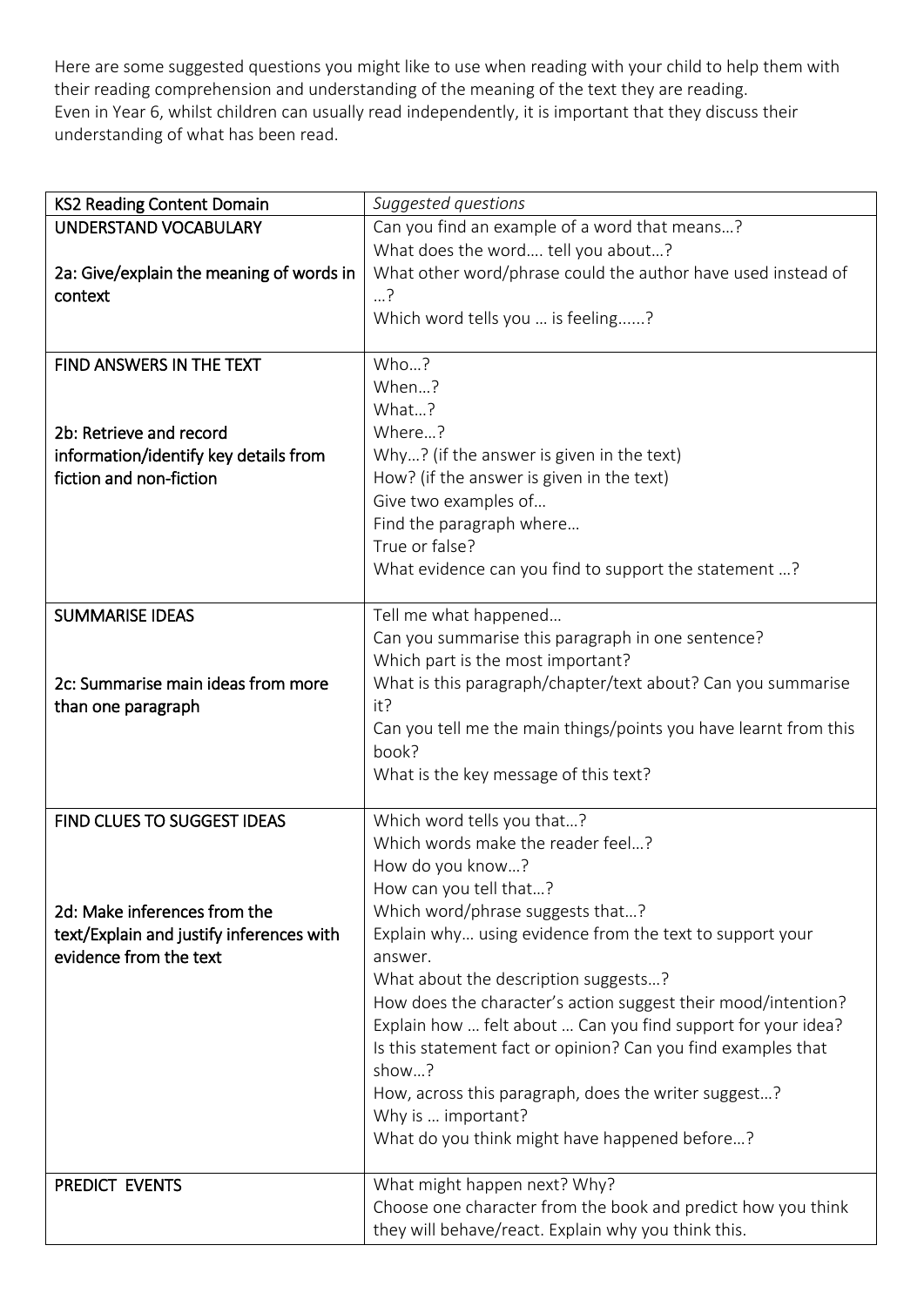Here are some suggested questions you might like to use when reading with your child to help them with their reading comprehension and understanding of the meaning of the text they are reading.
Even in Year 6, whilst children can usually read independently, it is important that they discuss their understanding of what has been read.

| KS2 Reading Content Domain | *Suggested questions* |
|---|---|
| UNDERSTAND VOCABULARY<br><br>2a: Give/explain the meaning of words in context | Can you find an example of a word that means…?<br>What does the word…. tell you about…?<br>What other word/phrase could the author have used instead of …?<br>Which word tells you … is feeling......? |
| FIND ANSWERS IN THE TEXT<br><br><br>2b: Retrieve and record information/identify key details from fiction and non-fiction | Who…?<br>When…?<br>What…?<br>Where…?<br>Why…? (if the answer is given in the text)<br>How? (if the answer is given in the text)<br>Give two examples of…<br>Find the paragraph where…<br>True or false?<br>What evidence can you find to support the statement …? |
| SUMMARISE IDEAS<br><br><br>2c: Summarise main ideas from more than one paragraph | Tell me what happened…<br>Can you summarise this paragraph in one sentence?<br>Which part is the most important?<br>What is this paragraph/chapter/text about? Can you summarise it?<br>Can you tell me the main things/points you have learnt from this book?<br>What is the key message of this text? |
| FIND CLUES TO SUGGEST IDEAS<br><br><br><br>2d: Make inferences from the text/Explain and justify inferences with evidence from the text | Which word tells you that…?<br>Which words make the reader feel…?<br>How do you know…?<br>How can you tell that…?<br>Which word/phrase suggests that…?<br>Explain why… using evidence from the text to support your answer.<br>What about the description suggests…?<br>How does the character's action suggest their mood/intention?<br>Explain how … felt about … Can you find support for your idea?<br>Is this statement fact or opinion? Can you find examples that show…?<br>How, across this paragraph, does the writer suggest…?<br>Why is … important?<br>What do you think might have happened before…? |
| PREDICT EVENTS | What might happen next? Why?<br>Choose one character from the book and predict how you think they will behave/react. Explain why you think this. |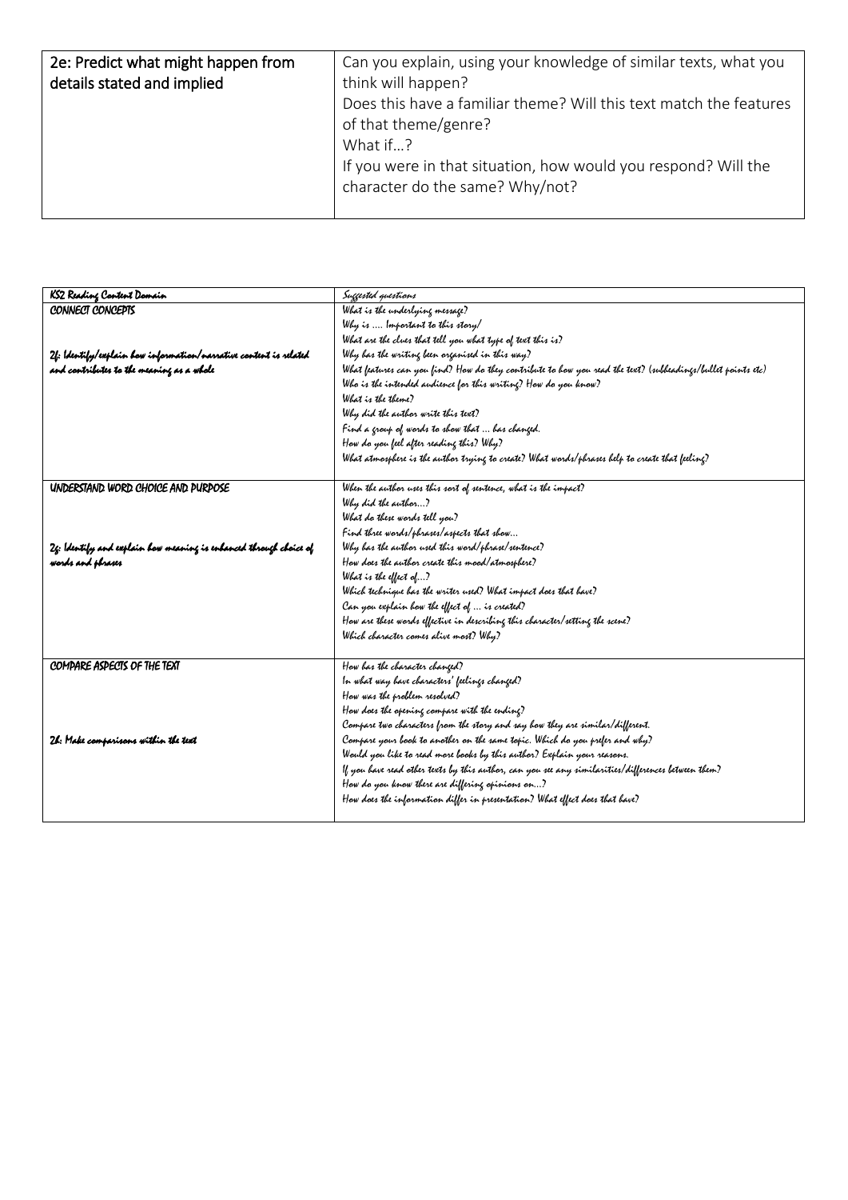| | |
|---|---|
| 2e: Predict what might happen from details stated and implied | Can you explain, using your knowledge of similar texts, what you think will happen?<br>Does this have a familiar theme? Will this text match the features of that theme/genre?<br>What if…?<br>If you were in that situation, how would you respond? Will the character do the same? Why/not? |

| KS2 Reading Content Domain | Suggested questions |
|---|---|
| CONNECT CONCEPTS<br><br>2f: Identify/explain how information/narrative content is related and contributes to the meaning as a whole | What is the underlying message?<br>Why is …. Important to this story/<br>What are the clues that tell you what type of text this is?<br>Why has the writing been organised in this way?<br>What features can you find? How do they contribute to how you read the text? (subheadings/bullet points etc)<br>Who is the intended audience for this writing? How do you know?<br>What is the theme?<br>Why did the author write this text?<br>Find a group of words to show that … has changed.<br>How do you feel after reading this? Why?<br>What atmosphere is the author trying to create? What words/phrases help to create that feeling? |
| UNDERSTAND WORD CHOICE AND PURPOSE<br><br>2g: Identify and explain how meaning is enhanced through choice of words and phrases | When the author uses this sort of sentence, what is the impact?<br>Why did the author…?<br>What do these words tell you?<br>Find three words/phrases/aspects that show…<br>Why has the author used this word/phrase/sentence?<br>How does the author create this mood/atmosphere?<br>What is the effect of…?<br>Which technique has the writer used? What impact does that have?<br>Can you explain how the effect of … is created?<br>How are these words effective in describing this character/setting the scene?<br>Which character comes alive most? Why? |
| COMPARE ASPECTS OF THE TEXT<br><br>2h: Make comparisons within the text | How has the character changed?<br>In what way have characters' feelings changed?<br>How was the problem resolved?<br>How does the opening compare with the ending?<br>Compare two characters from the story and say how they are similar/different.<br>Compare your book to another on the same topic. Which do you prefer and why?<br>Would you like to read more books by this author? Explain your reasons.<br>If you have read other texts by this author, can you see any similarities/differences between them?<br>How do you know there are differing opinions on…?<br>How does the information differ in presentation? What effect does that have? |